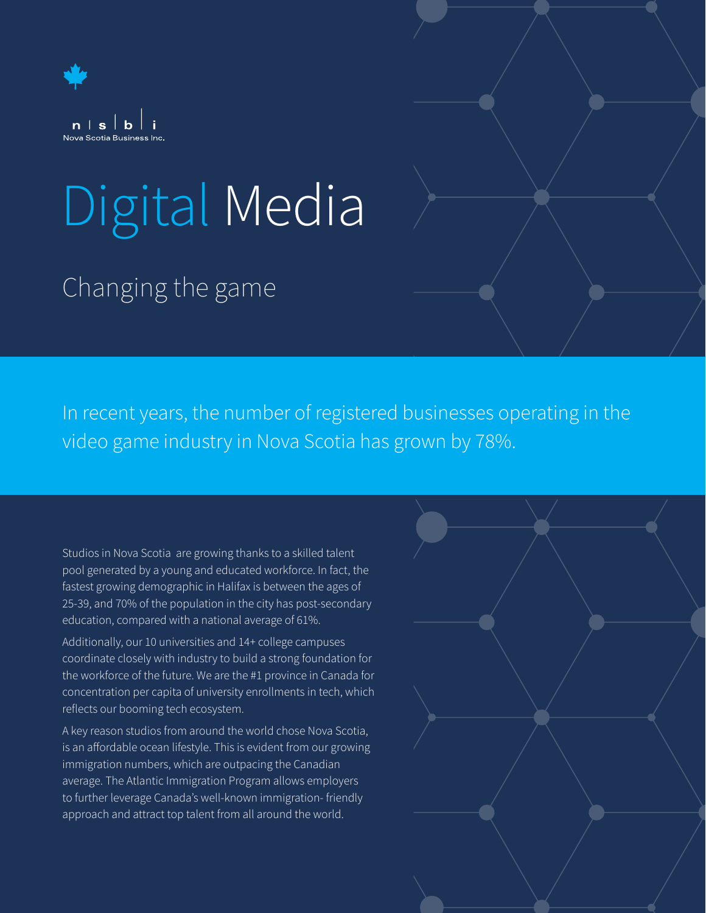n | s | b | i
Nova Scotia Business Inc.

# Digital Media

## Changing the game

In recent years, the number of registered businesses operating in the video game industry in Nova Scotia has grown by 78%.

Studios in Nova Scotia are growing thanks to a skilled talent pool generated by a young and educated workforce. In fact, the fastest growing demographic in Halifax is between the ages of 25-39, and 70% of the population in the city has post-secondary education, compared with a national average of 61%.

Additionally, our 10 universities and 14+ college campuses coordinate closely with industry to build a strong foundation for the workforce of the future. We are the #1 province in Canada for concentration per capita of university enrollments in tech, which reflects our booming tech ecosystem.

A key reason studios from around the world chose Nova Scotia, is an affordable ocean lifestyle. This is evident from our growing immigration numbers, which are outpacing the Canadian average. The Atlantic Immigration Program allows employers to further leverage Canada's well-known immigration- friendly approach and attract top talent from all around the world.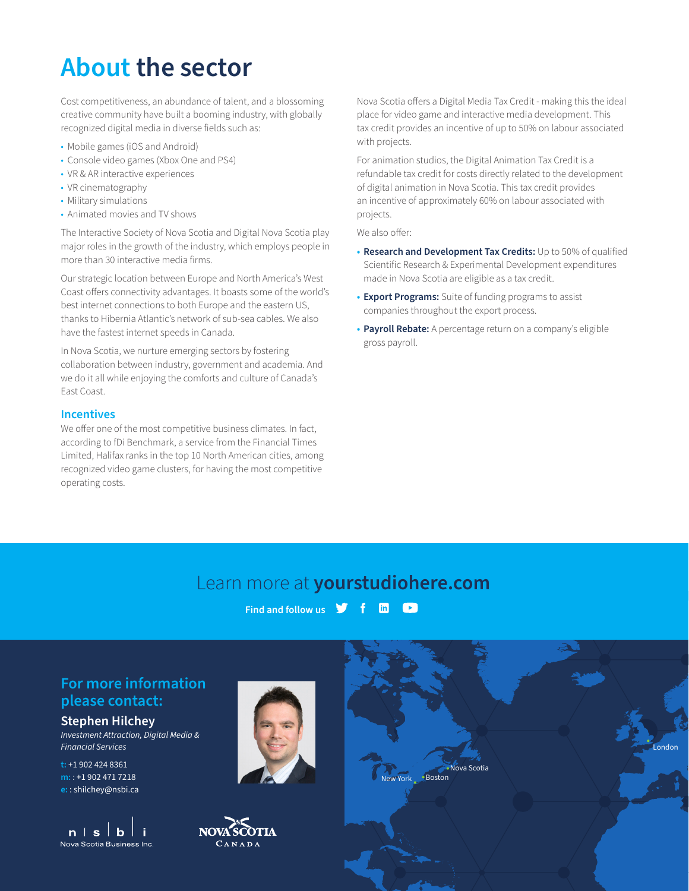# About the sector

Cost competitiveness, an abundance of talent, and a blossoming creative community have built a booming industry, with globally recognized digital media in diverse fields such as:

- Mobile games (iOS and Android)
- Console video games (Xbox One and PS4)
- VR & AR interactive experiences
- VR cinematography
- Military simulations
- Animated movies and TV shows

The Interactive Society of Nova Scotia and Digital Nova Scotia play major roles in the growth of the industry, which employs people in more than 30 interactive media firms.

Our strategic location between Europe and North America's West Coast offers connectivity advantages. It boasts some of the world's best internet connections to both Europe and the eastern US, thanks to Hibernia Atlantic's network of sub-sea cables. We also have the fastest internet speeds in Canada.

In Nova Scotia, we nurture emerging sectors by fostering collaboration between industry, government and academia. And we do it all while enjoying the comforts and culture of Canada's East Coast.

## Incentives

We offer one of the most competitive business climates. In fact, according to fDi Benchmark, a service from the Financial Times Limited, Halifax ranks in the top 10 North American cities, among recognized video game clusters, for having the most competitive operating costs.

Nova Scotia offers a Digital Media Tax Credit - making this the ideal place for video game and interactive media development. This tax credit provides an incentive of up to 50% on labour associated with projects.

For animation studios, the Digital Animation Tax Credit is a refundable tax credit for costs directly related to the development of digital animation in Nova Scotia. This tax credit provides an incentive of approximately 60% on labour associated with projects.

We also offer:

- **Research and Development Tax Credits:** Up to 50% of qualified Scientific Research & Experimental Development expenditures made in Nova Scotia are eligible as a tax credit.
- **Export Programs:** Suite of funding programs to assist companies throughout the export process.
- **Payroll Rebate:** A percentage return on a company's eligible gross payroll.

Learn more at **yourstudiohere.com**

**Find and follow us**

## For more information please contact:

**Stephen Hilchey**
*Investment Attraction, Digital Media & Financial Services*

t: +1 902 424 8361
m: : +1 902 471 7218
e: : shilchey@nsbi.ca

n | s | b | i
Nova Scotia Business Inc.

NOVA SCOTIA
CANADA

New York
Boston
Nova Scotia
London